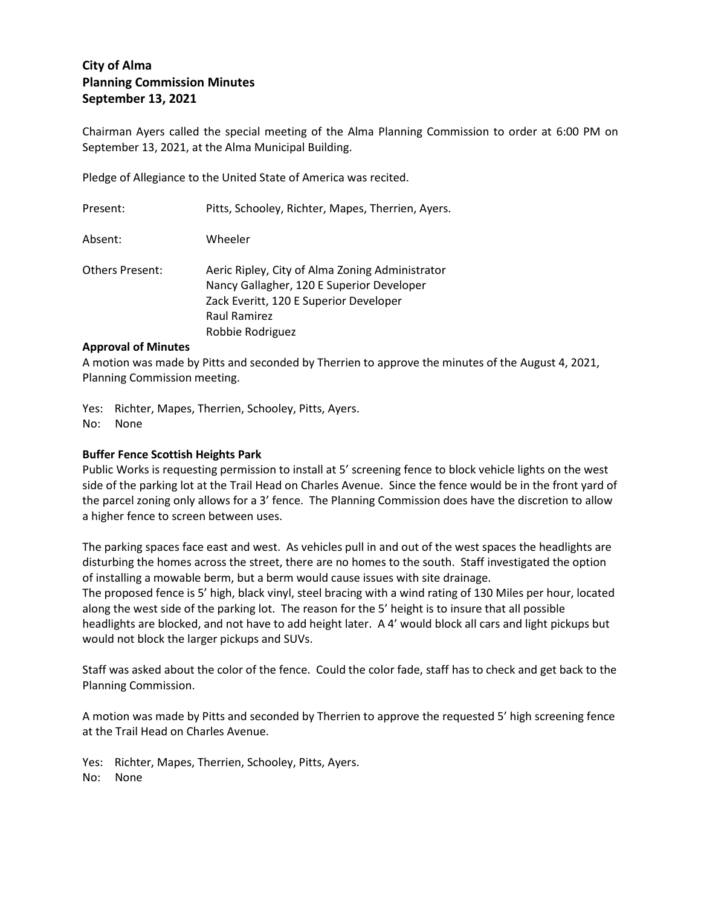**City of Alma**
**Planning Commission Minutes**
**September 13, 2021**

Chairman Ayers called the special meeting of the Alma Planning Commission to order at 6:00 PM on September 13, 2021, at the Alma Municipal Building.

Pledge of Allegiance to the United State of America was recited.

Present: Pitts, Schooley, Richter, Mapes, Therrien, Ayers.

Absent: Wheeler

Others Present: Aeric Ripley, City of Alma Zoning Administrator
Nancy Gallagher, 120 E Superior Developer
Zack Everitt, 120 E Superior Developer
Raul Ramirez
Robbie Rodriguez

**Approval of Minutes**

A motion was made by Pitts and seconded by Therrien to approve the minutes of the August 4, 2021, Planning Commission meeting.

Yes: Richter, Mapes, Therrien, Schooley, Pitts, Ayers.
No: None

**Buffer Fence Scottish Heights Park**

Public Works is requesting permission to install at 5' screening fence to block vehicle lights on the west side of the parking lot at the Trail Head on Charles Avenue. Since the fence would be in the front yard of the parcel zoning only allows for a 3' fence. The Planning Commission does have the discretion to allow a higher fence to screen between uses.

The parking spaces face east and west. As vehicles pull in and out of the west spaces the headlights are disturbing the homes across the street, there are no homes to the south. Staff investigated the option of installing a mowable berm, but a berm would cause issues with site drainage.
The proposed fence is 5' high, black vinyl, steel bracing with a wind rating of 130 Miles per hour, located along the west side of the parking lot. The reason for the 5' height is to insure that all possible headlights are blocked, and not have to add height later. A 4' would block all cars and light pickups but would not block the larger pickups and SUVs.

Staff was asked about the color of the fence. Could the color fade, staff has to check and get back to the Planning Commission.

A motion was made by Pitts and seconded by Therrien to approve the requested 5' high screening fence at the Trail Head on Charles Avenue.

Yes: Richter, Mapes, Therrien, Schooley, Pitts, Ayers.
No: None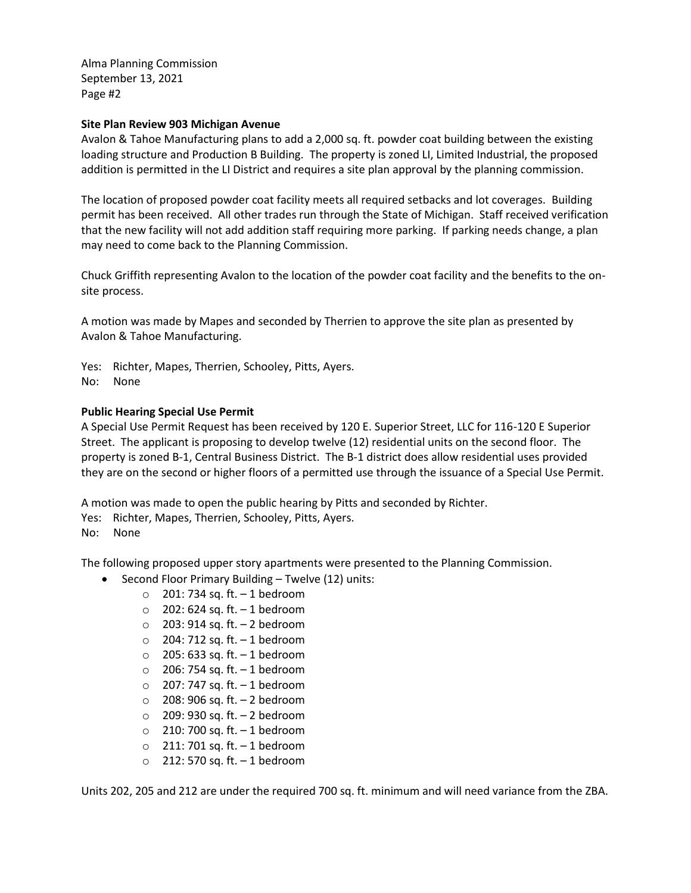**Site Plan Review 903 Michigan Avenue**

Avalon & Tahoe Manufacturing plans to add a 2,000 sq. ft. powder coat building between the existing loading structure and Production B Building. The property is zoned LI, Limited Industrial, the proposed addition is permitted in the LI District and requires a site plan approval by the planning commission.

The location of proposed powder coat facility meets all required setbacks and lot coverages. Building permit has been received. All other trades run through the State of Michigan. Staff received verification that the new facility will not add addition staff requiring more parking. If parking needs change, a plan may need to come back to the Planning Commission.

Chuck Griffith representing Avalon to the location of the powder coat facility and the benefits to the on-site process.

A motion was made by Mapes and seconded by Therrien to approve the site plan as presented by Avalon & Tahoe Manufacturing.

Yes: Richter, Mapes, Therrien, Schooley, Pitts, Ayers.
No: None

**Public Hearing Special Use Permit**

A Special Use Permit Request has been received by 120 E. Superior Street, LLC for 116-120 E Superior Street. The applicant is proposing to develop twelve (12) residential units on the second floor. The property is zoned B-1, Central Business District. The B-1 district does allow residential uses provided they are on the second or higher floors of a permitted use through the issuance of a Special Use Permit.

A motion was made to open the public hearing by Pitts and seconded by Richter.
Yes: Richter, Mapes, Therrien, Schooley, Pitts, Ayers.
No: None

The following proposed upper story apartments were presented to the Planning Commission.

- Second Floor Primary Building – Twelve (12) units:
  - 201: 734 sq. ft. – 1 bedroom
  - 202: 624 sq. ft. – 1 bedroom
  - 203: 914 sq. ft. – 2 bedroom
  - 204: 712 sq. ft. – 1 bedroom
  - 205: 633 sq. ft. – 1 bedroom
  - 206: 754 sq. ft. – 1 bedroom
  - 207: 747 sq. ft. – 1 bedroom
  - 208: 906 sq. ft. – 2 bedroom
  - 209: 930 sq. ft. – 2 bedroom
  - 210: 700 sq. ft. – 1 bedroom
  - 211: 701 sq. ft. – 1 bedroom
  - 212: 570 sq. ft. – 1 bedroom

Units 202, 205 and 212 are under the required 700 sq. ft. minimum and will need variance from the ZBA.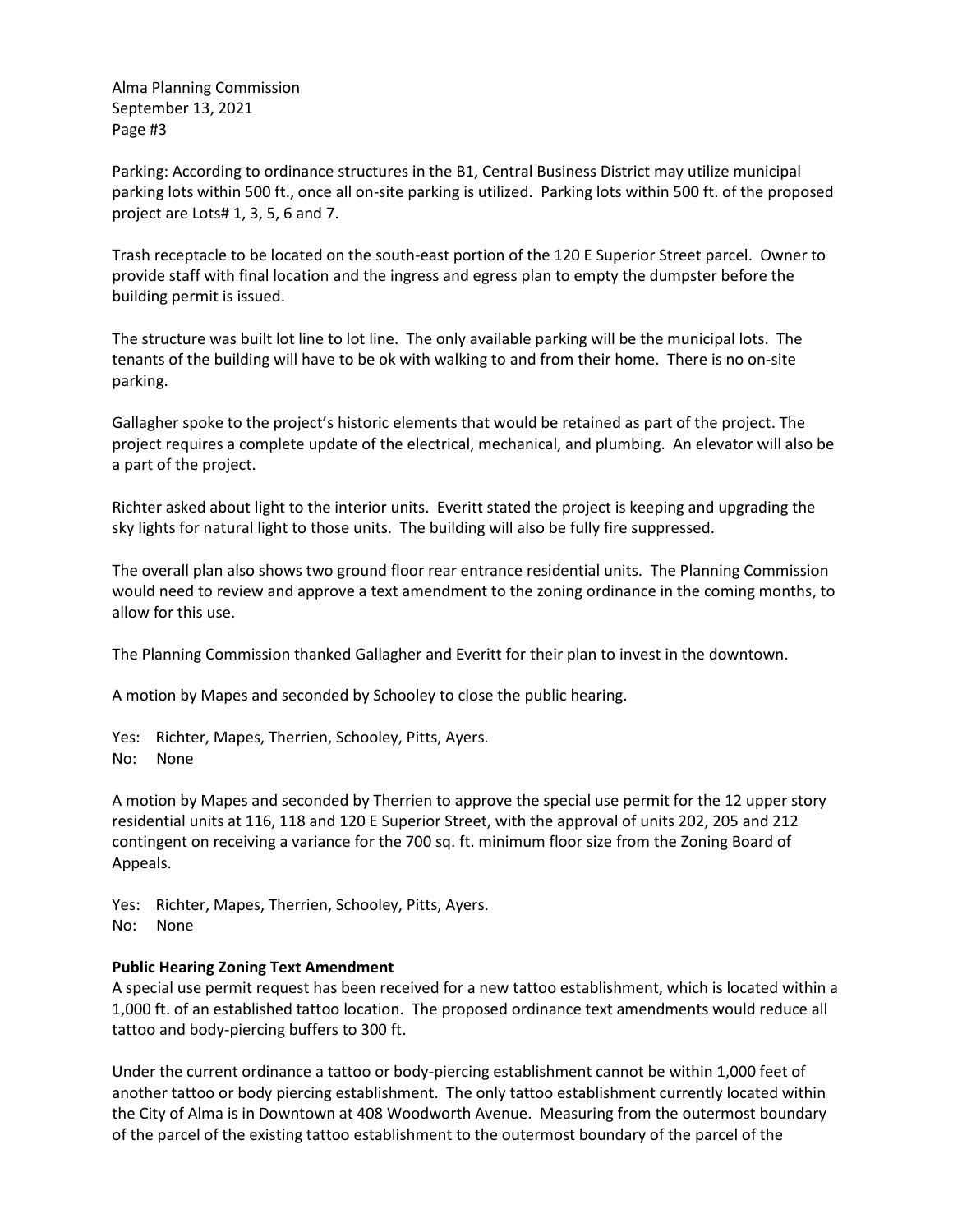Parking: According to ordinance structures in the B1, Central Business District may utilize municipal parking lots within 500 ft., once all on-site parking is utilized. Parking lots within 500 ft. of the proposed project are Lots# 1, 3, 5, 6 and 7.

Trash receptacle to be located on the south-east portion of the 120 E Superior Street parcel. Owner to provide staff with final location and the ingress and egress plan to empty the dumpster before the building permit is issued.

The structure was built lot line to lot line. The only available parking will be the municipal lots. The tenants of the building will have to be ok with walking to and from their home. There is no on-site parking.

Gallagher spoke to the project's historic elements that would be retained as part of the project. The project requires a complete update of the electrical, mechanical, and plumbing. An elevator will also be a part of the project.

Richter asked about light to the interior units. Everitt stated the project is keeping and upgrading the sky lights for natural light to those units. The building will also be fully fire suppressed.

The overall plan also shows two ground floor rear entrance residential units. The Planning Commission would need to review and approve a text amendment to the zoning ordinance in the coming months, to allow for this use.

The Planning Commission thanked Gallagher and Everitt for their plan to invest in the downtown.

A motion by Mapes and seconded by Schooley to close the public hearing.

Yes: Richter, Mapes, Therrien, Schooley, Pitts, Ayers.
No: None

A motion by Mapes and seconded by Therrien to approve the special use permit for the 12 upper story residential units at 116, 118 and 120 E Superior Street, with the approval of units 202, 205 and 212 contingent on receiving a variance for the 700 sq. ft. minimum floor size from the Zoning Board of Appeals.

Yes: Richter, Mapes, Therrien, Schooley, Pitts, Ayers.
No: None

**Public Hearing Zoning Text Amendment**

A special use permit request has been received for a new tattoo establishment, which is located within a 1,000 ft. of an established tattoo location. The proposed ordinance text amendments would reduce all tattoo and body-piercing buffers to 300 ft.

Under the current ordinance a tattoo or body-piercing establishment cannot be within 1,000 feet of another tattoo or body piercing establishment. The only tattoo establishment currently located within the City of Alma is in Downtown at 408 Woodworth Avenue. Measuring from the outermost boundary of the parcel of the existing tattoo establishment to the outermost boundary of the parcel of the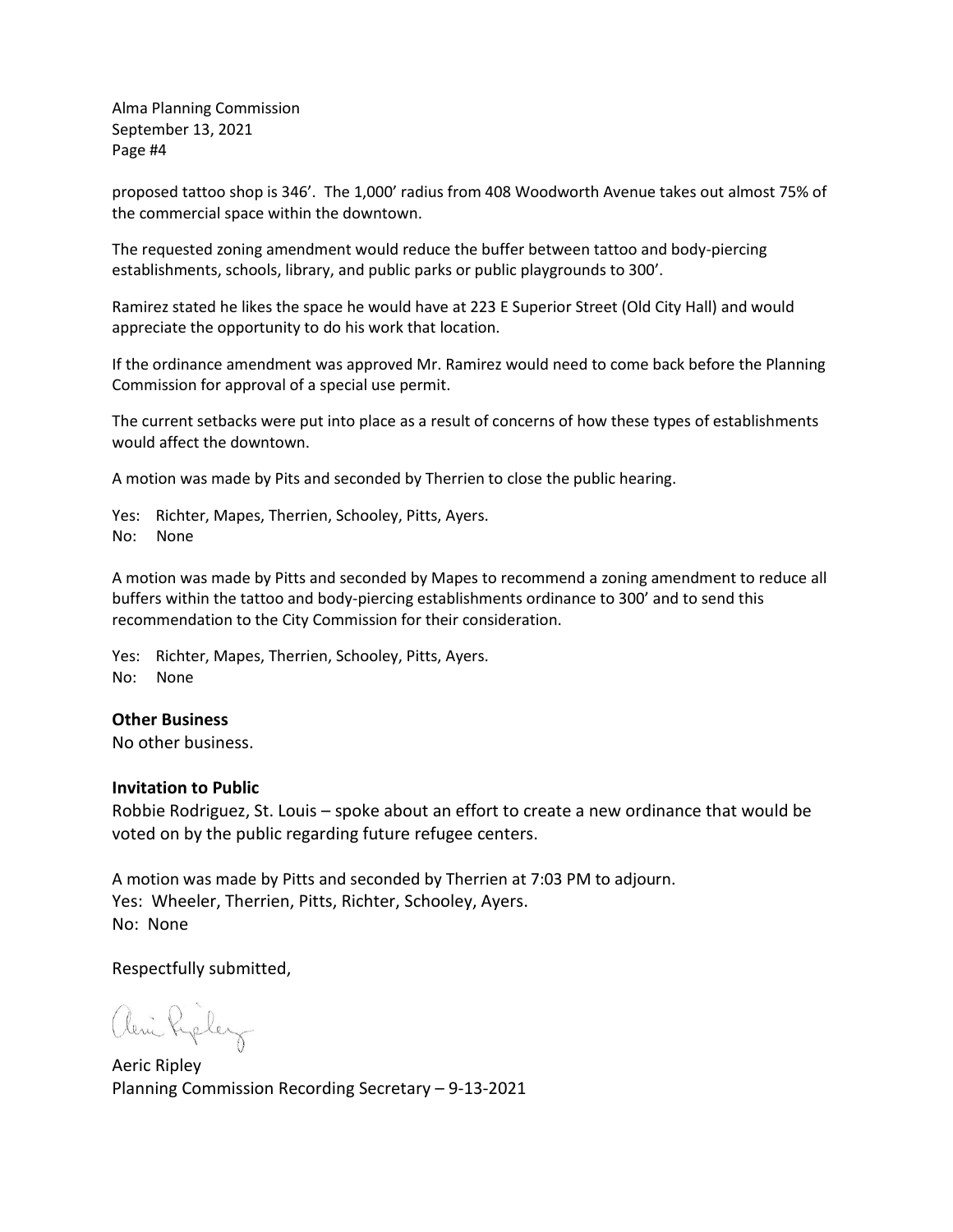proposed tattoo shop is 346'. The 1,000' radius from 408 Woodworth Avenue takes out almost 75% of the commercial space within the downtown.

The requested zoning amendment would reduce the buffer between tattoo and body-piercing establishments, schools, library, and public parks or public playgrounds to 300'.

Ramirez stated he likes the space he would have at 223 E Superior Street (Old City Hall) and would appreciate the opportunity to do his work that location.

If the ordinance amendment was approved Mr. Ramirez would need to come back before the Planning Commission for approval of a special use permit.

The current setbacks were put into place as a result of concerns of how these types of establishments would affect the downtown.

A motion was made by Pits and seconded by Therrien to close the public hearing.

Yes: Richter, Mapes, Therrien, Schooley, Pitts, Ayers.
No: None

A motion was made by Pitts and seconded by Mapes to recommend a zoning amendment to reduce all buffers within the tattoo and body-piercing establishments ordinance to 300' and to send this recommendation to the City Commission for their consideration.

Yes: Richter, Mapes, Therrien, Schooley, Pitts, Ayers.
No: None

**Other Business**

No other business.

**Invitation to Public**

Robbie Rodriguez, St. Louis – spoke about an effort to create a new ordinance that would be voted on by the public regarding future refugee centers.

A motion was made by Pitts and seconded by Therrien at 7:03 PM to adjourn.
Yes: Wheeler, Therrien, Pitts, Richter, Schooley, Ayers.
No: None

Respectfully submitted,

Aeric Ripley
Planning Commission Recording Secretary – 9-13-2021